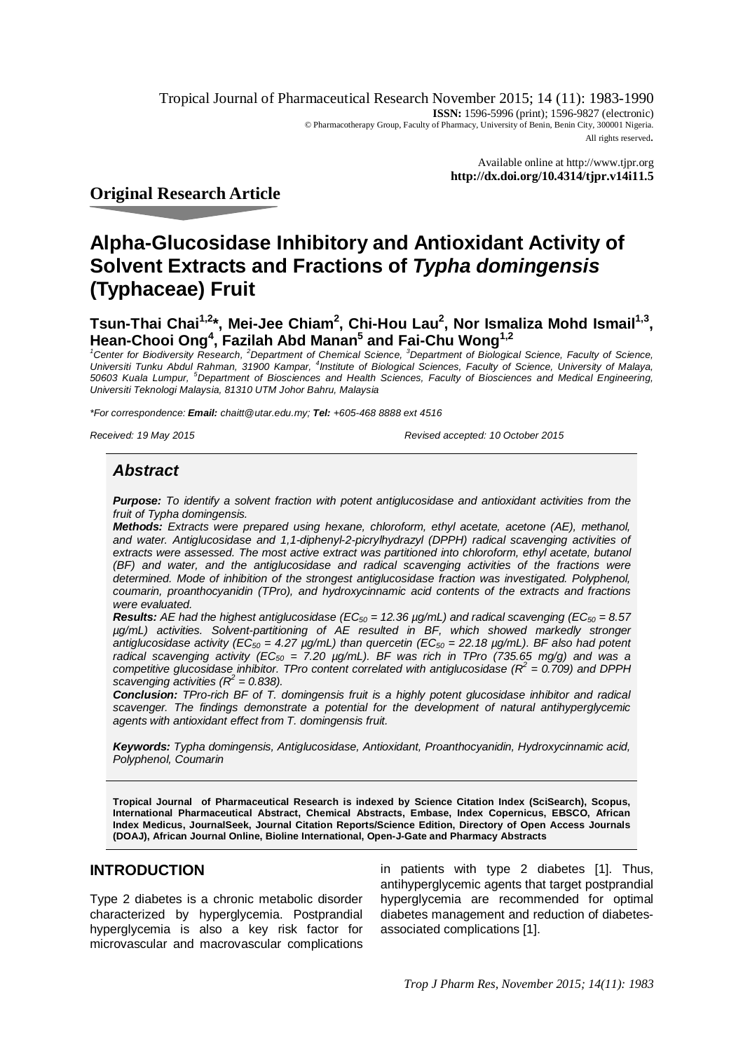Tropical Journal of Pharmaceutical Research November 2015; 14 (11): 1983-1990
**ISSN:** 1596-5996 (print); 1596-9827 (electronic)
© Pharmacotherapy Group, Faculty of Pharmacy, University of Benin, Benin City, 300001 Nigeria.
All rights reserved.

Available online at http://www.tjpr.org
**http://dx.doi.org/10.4314/tjpr.v14i11.5**

## Original Research Article

# Alpha-Glucosidase Inhibitory and Antioxidant Activity of Solvent Extracts and Fractions of *Typha domingensis* (Typhaceae) Fruit

**Tsun-Thai Chai[1,2]*, Mei-Jee Chiam[2], Chi-Hou Lau[2], Nor Ismaliza Mohd Ismail[1,3], Hean-Chooi Ong[4], Fazilah Abd Manan[5] and Fai-Chu Wong[1,2]**

*[1]Center for Biodiversity Research, [2]Department of Chemical Science, [3]Department of Biological Science, Faculty of Science, Universiti Tunku Abdul Rahman, 31900 Kampar, [4]Institute of Biological Sciences, Faculty of Science, University of Malaya, 50603 Kuala Lumpur, [5]Department of Biosciences and Health Sciences, Faculty of Biosciences and Medical Engineering, Universiti Teknologi Malaysia, 81310 UTM Johor Bahru, Malaysia*

**For correspondence:* ***Email:*** *chaitt@utar.edu.my;* ***Tel:*** *+605-468 8888 ext 4516*

*Received: 19 May 2015* *Revised accepted: 10 October 2015*

## *Abstract*

***Purpose:*** *To identify a solvent fraction with potent antiglucosidase and antioxidant activities from the fruit of Typha domingensis.*

***Methods:*** *Extracts were prepared using hexane, chloroform, ethyl acetate, acetone (AE), methanol, and water. Antiglucosidase and 1,1-diphenyl-2-picrylhydrazyl (DPPH) radical scavenging activities of extracts were assessed. The most active extract was partitioned into chloroform, ethyl acetate, butanol (BF) and water, and the antiglucosidase and radical scavenging activities of the fractions were determined. Mode of inhibition of the strongest antiglucosidase fraction was investigated. Polyphenol, coumarin, proanthocyanidin (TPro), and hydroxycinnamic acid contents of the extracts and fractions were evaluated.*

***Results:*** *AE had the highest antiglucosidase ($EC_{50}$ = 12.36 μg/mL) and radical scavenging ($EC_{50}$ = 8.57 μg/mL) activities. Solvent-partitioning of AE resulted in BF, which showed markedly stronger antiglucosidase activity ($EC_{50}$ = 4.27 μg/mL) than quercetin ($EC_{50}$ = 22.18 μg/mL). BF also had potent radical scavenging activity ($EC_{50}$ = 7.20 μg/mL). BF was rich in TPro (735.65 mg/g) and was a competitive glucosidase inhibitor. TPro content correlated with antiglucosidase ($R^2$ = 0.709) and DPPH scavenging activities ($R^2$ = 0.838).*

***Conclusion:*** *TPro-rich BF of T. domingensis fruit is a highly potent glucosidase inhibitor and radical scavenger. The findings demonstrate a potential for the development of natural antihyperglycemic agents with antioxidant effect from T. domingensis fruit.*

***Keywords:*** *Typha domingensis, Antiglucosidase, Antioxidant, Proanthocyanidin, Hydroxycinnamic acid, Polyphenol, Coumarin*

**Tropical Journal of Pharmaceutical Research is indexed by Science Citation Index (SciSearch), Scopus, International Pharmaceutical Abstract, Chemical Abstracts, Embase, Index Copernicus, EBSCO, African Index Medicus, JournalSeek, Journal Citation Reports/Science Edition, Directory of Open Access Journals (DOAJ), African Journal Online, Bioline International, Open-J-Gate and Pharmacy Abstracts**

## INTRODUCTION

Type 2 diabetes is a chronic metabolic disorder characterized by hyperglycemia. Postprandial hyperglycemia is also a key risk factor for microvascular and macrovascular complications in patients with type 2 diabetes [1]. Thus, antihyperglycemic agents that target postprandial hyperglycemia are recommended for optimal diabetes management and reduction of diabetes-associated complications [1].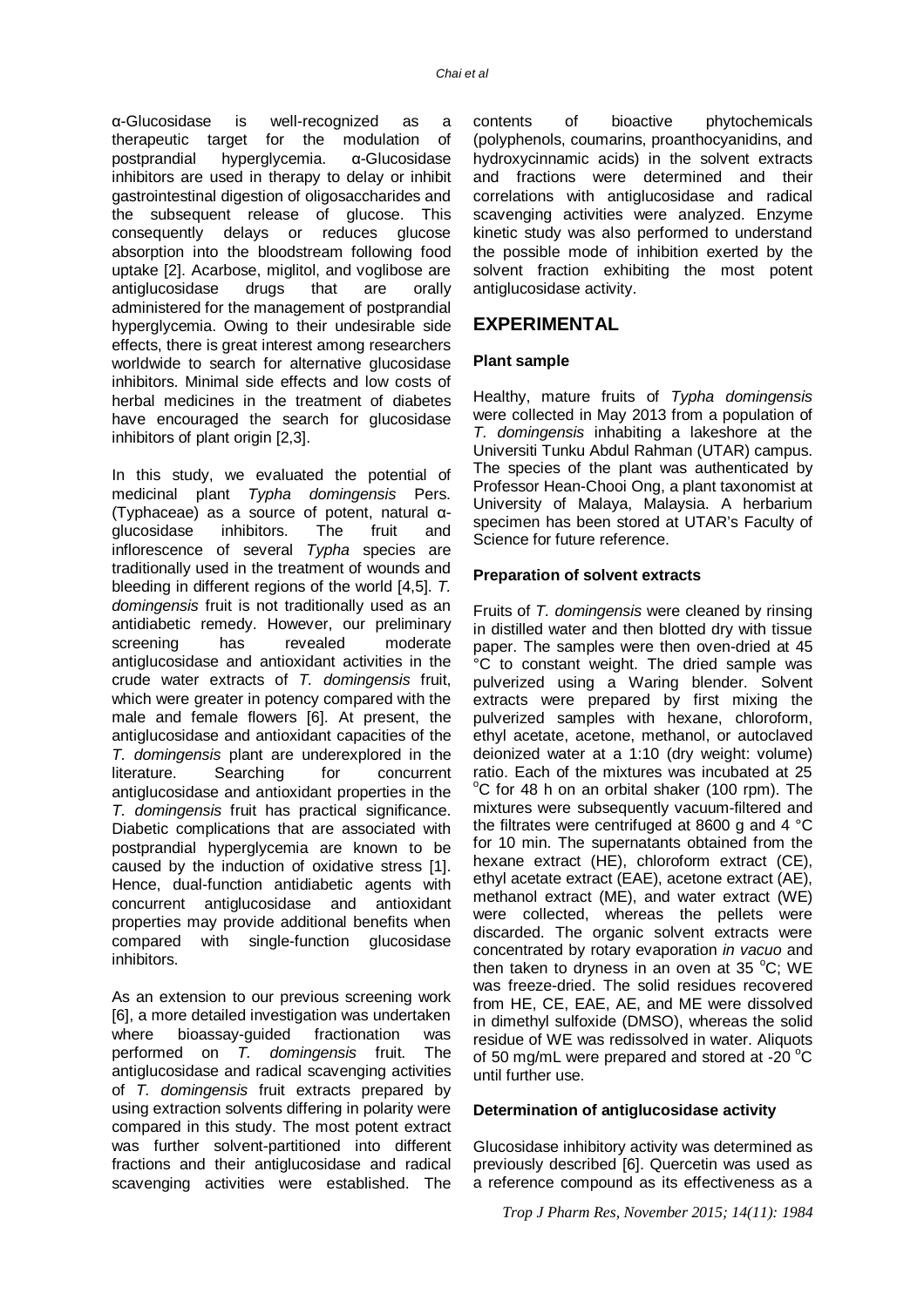α-Glucosidase is well-recognized as a therapeutic target for the modulation of postprandial hyperglycemia. α-Glucosidase inhibitors are used in therapy to delay or inhibit gastrointestinal digestion of oligosaccharides and the subsequent release of glucose. This consequently delays or reduces glucose absorption into the bloodstream following food uptake [2]. Acarbose, miglitol, and voglibose are antiglucosidase drugs that are orally administered for the management of postprandial hyperglycemia. Owing to their undesirable side effects, there is great interest among researchers worldwide to search for alternative glucosidase inhibitors. Minimal side effects and low costs of herbal medicines in the treatment of diabetes have encouraged the search for glucosidase inhibitors of plant origin [2,3].

In this study, we evaluated the potential of medicinal plant *Typha domingensis* Pers. (Typhaceae) as a source of potent, natural α-glucosidase inhibitors. The fruit and inflorescence of several *Typha* species are traditionally used in the treatment of wounds and bleeding in different regions of the world [4,5]. *T. domingensis* fruit is not traditionally used as an antidiabetic remedy. However, our preliminary screening has revealed moderate antiglucosidase and antioxidant activities in the crude water extracts of *T. domingensis* fruit, which were greater in potency compared with the male and female flowers [6]. At present, the antiglucosidase and antioxidant capacities of the *T. domingensis* plant are underexplored in the literature. Searching for concurrent antiglucosidase and antioxidant properties in the *T. domingensis* fruit has practical significance. Diabetic complications that are associated with postprandial hyperglycemia are known to be caused by the induction of oxidative stress [1]. Hence, dual-function antidiabetic agents with concurrent antiglucosidase and antioxidant properties may provide additional benefits when compared with single-function glucosidase inhibitors.

As an extension to our previous screening work [6], a more detailed investigation was undertaken where bioassay-guided fractionation was performed on *T. domingensis* fruit. The antiglucosidase and radical scavenging activities of *T. domingensis* fruit extracts prepared by using extraction solvents differing in polarity were compared in this study. The most potent extract was further solvent-partitioned into different fractions and their antiglucosidase and radical scavenging activities were established. The contents of bioactive phytochemicals (polyphenols, coumarins, proanthocyanidins, and hydroxycinnamic acids) in the solvent extracts and fractions were determined and their correlations with antiglucosidase and radical scavenging activities were analyzed. Enzyme kinetic study was also performed to understand the possible mode of inhibition exerted by the solvent fraction exhibiting the most potent antiglucosidase activity.

## EXPERIMENTAL

### Plant sample

Healthy, mature fruits of *Typha domingensis* were collected in May 2013 from a population of *T. domingensis* inhabiting a lakeshore at the Universiti Tunku Abdul Rahman (UTAR) campus. The species of the plant was authenticated by Professor Hean-Chooi Ong, a plant taxonomist at University of Malaya, Malaysia. A herbarium specimen has been stored at UTAR's Faculty of Science for future reference.

### Preparation of solvent extracts

Fruits of *T. domingensis* were cleaned by rinsing in distilled water and then blotted dry with tissue paper. The samples were then oven-dried at 45 °C to constant weight. The dried sample was pulverized using a Waring blender. Solvent extracts were prepared by first mixing the pulverized samples with hexane, chloroform, ethyl acetate, acetone, methanol, or autoclaved deionized water at a 1:10 (dry weight: volume) ratio. Each of the mixtures was incubated at 25 °C for 48 h on an orbital shaker (100 rpm). The mixtures were subsequently vacuum-filtered and the filtrates were centrifuged at 8600 g and 4 °C for 10 min. The supernatants obtained from the hexane extract (HE), chloroform extract (CE), ethyl acetate extract (EAE), acetone extract (AE), methanol extract (ME), and water extract (WE) were collected, whereas the pellets were discarded. The organic solvent extracts were concentrated by rotary evaporation *in vacuo* and then taken to dryness in an oven at 35 °C; WE was freeze-dried. The solid residues recovered from HE, CE, EAE, AE, and ME were dissolved in dimethyl sulfoxide (DMSO), whereas the solid residue of WE was redissolved in water. Aliquots of 50 mg/mL were prepared and stored at -20 °C until further use.

### Determination of antiglucosidase activity

Glucosidase inhibitory activity was determined as previously described [6]. Quercetin was used as a reference compound as its effectiveness as a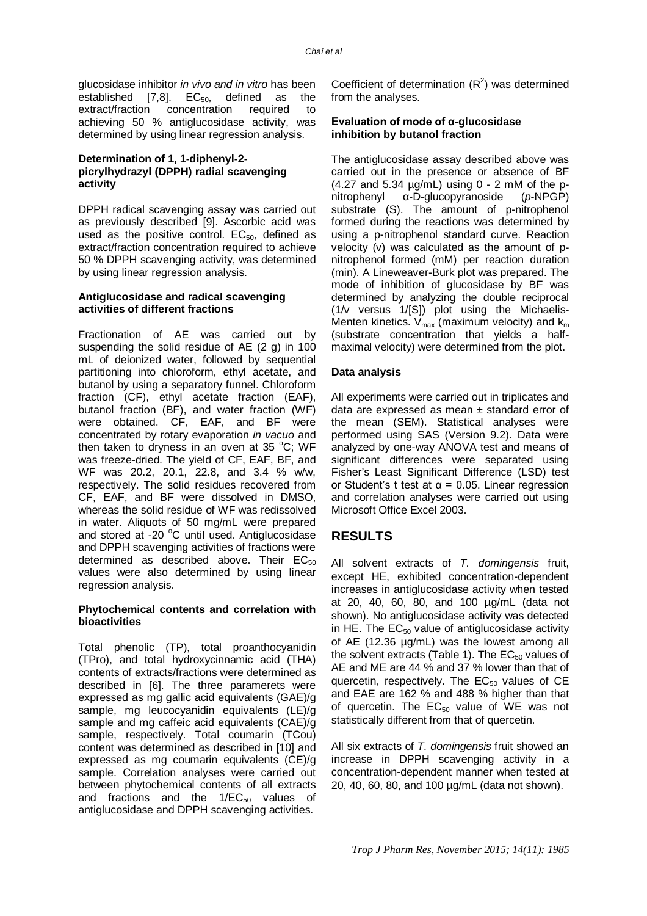glucosidase inhibitor *in vivo and in vitro* has been established [7,8]. $EC_{50}$, defined as the extract/fraction concentration required to achieving 50 % antiglucosidase activity, was determined by using linear regression analysis.

### Determination of 1, 1-diphenyl-2-picrylhydrazyl (DPPH) radial scavenging activity

DPPH radical scavenging assay was carried out as previously described [9]. Ascorbic acid was used as the positive control. $EC_{50}$, defined as extract/fraction concentration required to achieve 50 % DPPH scavenging activity, was determined by using linear regression analysis.

### Antiglucosidase and radical scavenging activities of different fractions

Fractionation of AE was carried out by suspending the solid residue of AE (2 g) in 100 mL of deionized water, followed by sequential partitioning into chloroform, ethyl acetate, and butanol by using a separatory funnel. Chloroform fraction (CF), ethyl acetate fraction (EAF), butanol fraction (BF), and water fraction (WF) were obtained. CF, EAF, and BF were concentrated by rotary evaporation *in vacuo* and then taken to dryness in an oven at 35 °C; WF was freeze-dried. The yield of CF, EAF, BF, and WF was 20.2, 20.1, 22.8, and 3.4 % w/w, respectively. The solid residues recovered from CF, EAF, and BF were dissolved in DMSO, whereas the solid residue of WF was redissolved in water. Aliquots of 50 mg/mL were prepared and stored at -20 °C until used. Antiglucosidase and DPPH scavenging activities of fractions were determined as described above. Their $EC_{50}$ values were also determined by using linear regression analysis.

### Phytochemical contents and correlation with bioactivities

Total phenolic (TP), total proanthocyanidin (TPro), and total hydroxycinnamic acid (THA) contents of extracts/fractions were determined as described in [6]. The three paramerets were expressed as mg gallic acid equivalents (GAE)/g sample, mg leucocyanidin equivalents (LE)/g sample and mg caffeic acid equivalents (CAE)/g sample, respectively. Total coumarin (TCou) content was determined as described in [10] and expressed as mg coumarin equivalents (CE)/g sample. Correlation analyses were carried out between phytochemical contents of all extracts and fractions and the $1/EC_{50}$ values of antiglucosidase and DPPH scavenging activities. Coefficient of determination ($R^2$) was determined from the analyses.

### Evaluation of mode of α-glucosidase inhibition by butanol fraction

The antiglucosidase assay described above was carried out in the presence or absence of BF (4.27 and 5.34 µg/mL) using 0 - 2 mM of the p-nitrophenyl α-D-glucopyranoside (*p*-NPGP) substrate (S). The amount of p-nitrophenol formed during the reactions was determined by using a p-nitrophenol standard curve. Reaction velocity (v) was calculated as the amount of p-nitrophenol formed (mM) per reaction duration (min). A Lineweaver-Burk plot was prepared. The mode of inhibition of glucosidase by BF was determined by analyzing the double reciprocal (1/v versus 1/[S]) plot using the Michaelis-Menten kinetics. $V_{max}$ (maximum velocity) and $k_m$ (substrate concentration that yields a half-maximal velocity) were determined from the plot.

### Data analysis

All experiments were carried out in triplicates and data are expressed as mean ± standard error of the mean (SEM). Statistical analyses were performed using SAS (Version 9.2). Data were analyzed by one-way ANOVA test and means of significant differences were separated using Fisher's Least Significant Difference (LSD) test or Student's t test at $\alpha = 0.05$. Linear regression and correlation analyses were carried out using Microsoft Office Excel 2003.

## RESULTS

All solvent extracts of *T. domingensis* fruit, except HE, exhibited concentration-dependent increases in antiglucosidase activity when tested at 20, 40, 60, 80, and 100 µg/mL (data not shown). No antiglucosidase activity was detected in HE. The $EC_{50}$ value of antiglucosidase activity of AE (12.36 µg/mL) was the lowest among all the solvent extracts (Table 1). The $EC_{50}$ values of AE and ME are 44 % and 37 % lower than that of quercetin, respectively. The $EC_{50}$ values of CE and EAE are 162 % and 488 % higher than that of quercetin. The $EC_{50}$ value of WE was not statistically different from that of quercetin.

All six extracts of *T. domingensis* fruit showed an increase in DPPH scavenging activity in a concentration-dependent manner when tested at 20, 40, 60, 80, and 100 µg/mL (data not shown).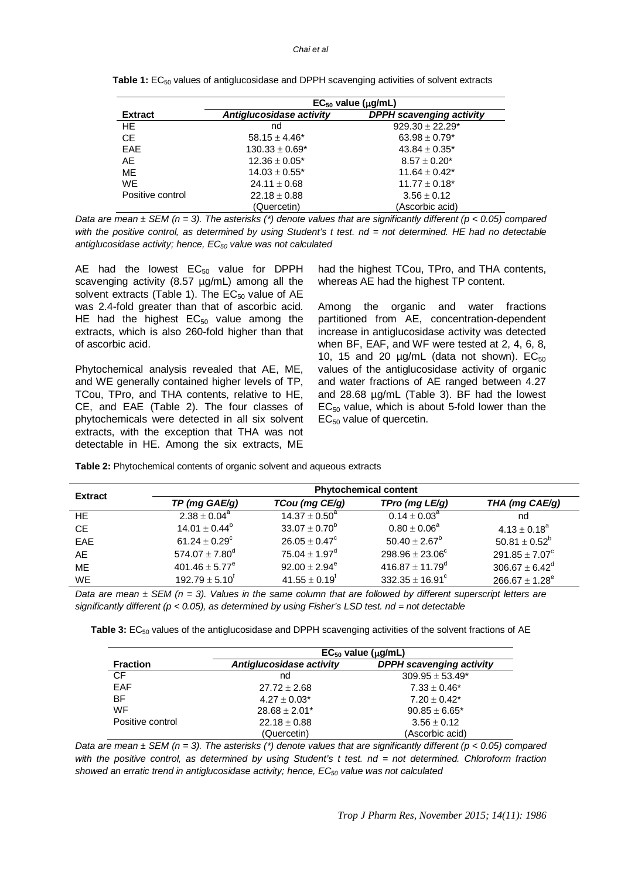**Table 1:** $EC_{50}$ values of antiglucosidase and DPPH scavenging activities of solvent extracts

| Extract | $EC_{50}$ value (μg/mL) | |
|---|---|---|
| | *Antiglucosidase activity* | *DPPH scavenging activity* |
| HE | nd | 929.30 ± 22.29* |
| CE | 58.15 ± 4.46* | 63.98 ± 0.79* |
| EAE | 130.33 ± 0.69* | 43.84 ± 0.35* |
| AE | 12.36 ± 0.05* | 8.57 ± 0.20* |
| ME | 14.03 ± 0.55* | 11.64 ± 0.42* |
| WE | 24.11 ± 0.68 | 11.77 ± 0.18* |
| Positive control | 22.18 ± 0.88 (Quercetin) | 3.56 ± 0.12 (Ascorbic acid) |

*Data are mean ± SEM (n = 3). The asterisks (*) denote values that are significantly different ($p < 0.05$) compared with the positive control, as determined by using Student's t test. nd = not determined. HE had no detectable antiglucosidase activity; hence, $EC_{50}$ value was not calculated*

AE had the lowest $EC_{50}$ value for DPPH scavenging activity (8.57 μg/mL) among all the solvent extracts (Table 1). The $EC_{50}$ value of AE was 2.4-fold greater than that of ascorbic acid. HE had the highest $EC_{50}$ value among the extracts, which is also 260-fold higher than that of ascorbic acid.

Phytochemical analysis revealed that AE, ME, and WE generally contained higher levels of TP, TCou, TPro, and THA contents, relative to HE, CE, and EAE (Table 2). The four classes of phytochemicals were detected in all six solvent extracts, with the exception that THA was not detectable in HE. Among the six extracts, ME had the highest TCou, TPro, and THA contents, whereas AE had the highest TP content.

Among the organic and water fractions partitioned from AE, concentration-dependent increase in antiglucosidase activity was detected when BF, EAF, and WF were tested at 2, 4, 6, 8, 10, 15 and 20 μg/mL (data not shown). $EC_{50}$ values of the antiglucosidase activity of organic and water fractions of AE ranged between 4.27 and 28.68 μg/mL (Table 3). BF had the lowest $EC_{50}$ value, which is about 5-fold lower than the $EC_{50}$ value of quercetin.

**Table 2:** Phytochemical contents of organic solvent and aqueous extracts

| Extract | Phytochemical content | | | |
|---|---|---|---|---|
| | *TP (mg GAE/g)* | *TCou (mg CE/g)* | *TPro (mg LE/g)* | *THA (mg CAE/g)* |
| HE | $2.38 \pm 0.04^{a}$ | $14.37 \pm 0.50^{a}$ | $0.14 \pm 0.03^{a}$ | nd |
| CE | $14.01 \pm 0.44^{b}$ | $33.07 \pm 0.70^{b}$ | $0.80 \pm 0.06^{a}$ | $4.13 \pm 0.18^{a}$ |
| EAE | $61.24 \pm 0.29^{c}$ | $26.05 \pm 0.47^{c}$ | $50.40 \pm 2.67^{b}$ | $50.81 \pm 0.52^{b}$ |
| AE | $574.07 \pm 7.80^{d}$ | $75.04 \pm 1.97^{d}$ | $298.96 \pm 23.06^{c}$ | $291.85 \pm 7.07^{c}$ |
| ME | $401.46 \pm 5.77^{e}$ | $92.00 \pm 2.94^{e}$ | $416.87 \pm 11.79^{d}$ | $306.67 \pm 6.42^{d}$ |
| WE | $192.79 \pm 5.10^{f}$ | $41.55 \pm 0.19^{f}$ | $332.35 \pm 16.91^{c}$ | $266.67 \pm 1.28^{e}$ |

*Data are mean ± SEM (n = 3). Values in the same column that are followed by different superscript letters are significantly different ($p < 0.05$), as determined by using Fisher's LSD test. nd = not detectable*

**Table 3:** $EC_{50}$ values of the antiglucosidase and DPPH scavenging activities of the solvent fractions of AE

| Fraction | $EC_{50}$ value (μg/mL) | |
|---|---|---|
| | *Antiglucosidase activity* | *DPPH scavenging activity* |
| CF | nd | 309.95 ± 53.49* |
| EAF | 27.72 ± 2.68 | 7.33 ± 0.46* |
| BF | 4.27 ± 0.03* | 7.20 ± 0.42* |
| WF | 28.68 ± 2.01* | 90.85 ± 6.65* |
| Positive control | 22.18 ± 0.88 (Quercetin) | 3.56 ± 0.12 (Ascorbic acid) |

*Data are mean ± SEM (n = 3). The asterisks (*) denote values that are significantly different ($p < 0.05$) compared with the positive control, as determined by using Student's t test. nd = not determined. Chloroform fraction showed an erratic trend in antiglucosidase activity; hence, $EC_{50}$ value was not calculated*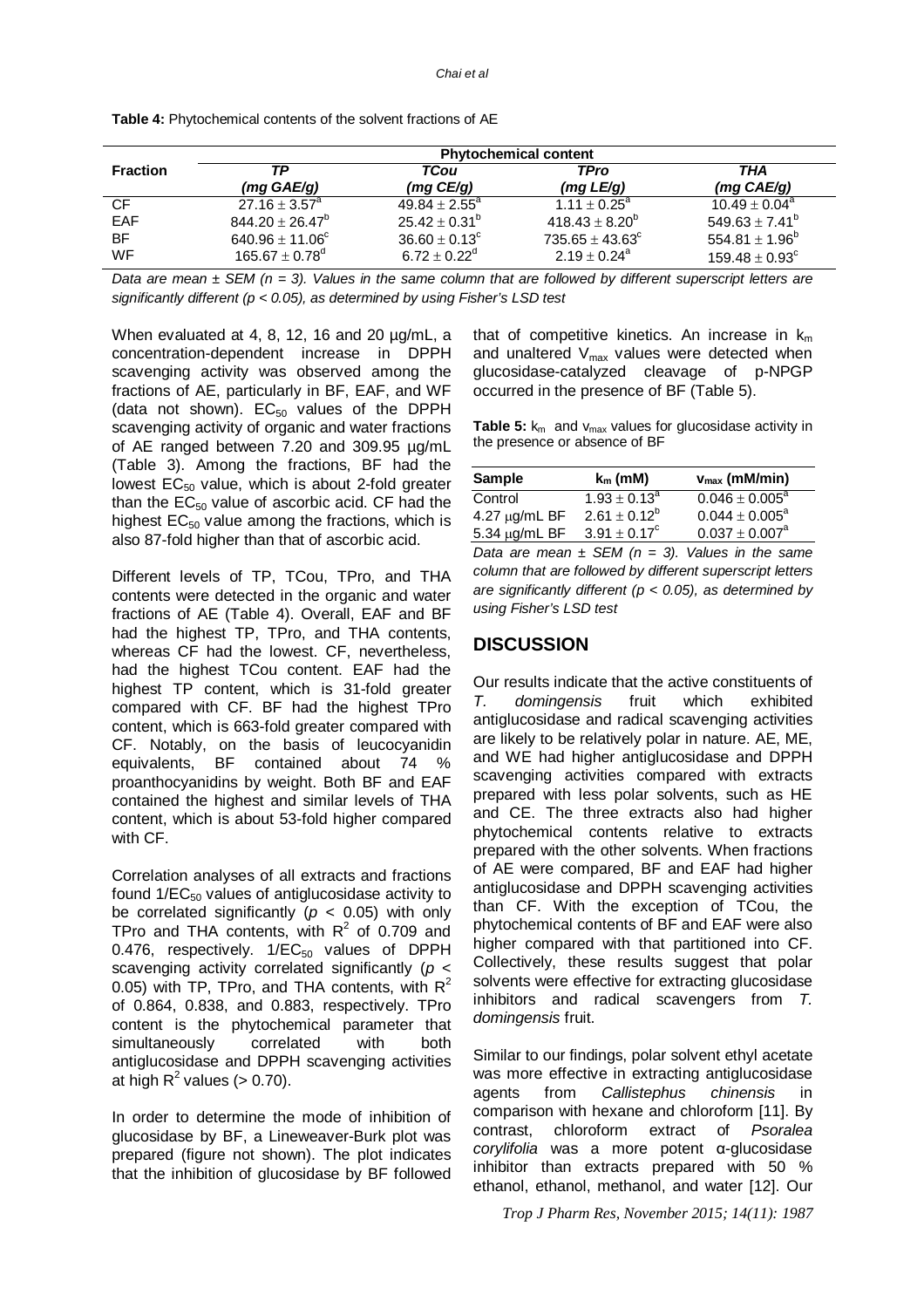**Table 4:** Phytochemical contents of the solvent fractions of AE

| Fraction | Phytochemical content | | | |
|---|---|---|---|---|
| | *TP (mg GAE/g)* | *TCou (mg CE/g)* | *TPro (mg LE/g)* | *THA (mg CAE/g)* |
| CF | $27.16 \pm 3.57^a$ | $49.84 \pm 2.55^a$ | $1.11 \pm 0.25^a$ | $10.49 \pm 0.04^a$ |
| EAF | $844.20 \pm 26.47^b$ | $25.42 \pm 0.31^b$ | $418.43 \pm 8.20^b$ | $549.63 \pm 7.41^b$ |
| BF | $640.96 \pm 11.06^c$ | $36.60 \pm 0.13^c$ | $735.65 \pm 43.63^c$ | $554.81 \pm 1.96^b$ |
| WF | $165.67 \pm 0.78^d$ | $6.72 \pm 0.22^d$ | $2.19 \pm 0.24^a$ | $159.48 \pm 0.93^c$ |

*Data are mean ± SEM (n = 3). Values in the same column that are followed by different superscript letters are significantly different (p < 0.05), as determined by using Fisher's LSD test*

When evaluated at 4, 8, 12, 16 and 20 µg/mL, a concentration-dependent increase in DPPH scavenging activity was observed among the fractions of AE, particularly in BF, EAF, and WF (data not shown). $EC_{50}$ values of the DPPH scavenging activity of organic and water fractions of AE ranged between 7.20 and 309.95 µg/mL (Table 3). Among the fractions, BF had the lowest $EC_{50}$ value, which is about 2-fold greater than the $EC_{50}$ value of ascorbic acid. CF had the highest $EC_{50}$ value among the fractions, which is also 87-fold higher than that of ascorbic acid.

Different levels of TP, TCou, TPro, and THA contents were detected in the organic and water fractions of AE (Table 4). Overall, EAF and BF had the highest TP, TPro, and THA contents, whereas CF had the lowest. CF, nevertheless, had the highest TCou content. EAF had the highest TP content, which is 31-fold greater compared with CF. BF had the highest TPro content, which is 663-fold greater compared with CF. Notably, on the basis of leucocyanidin equivalents, BF contained about 74 % proanthocyanidins by weight. Both BF and EAF contained the highest and similar levels of THA content, which is about 53-fold higher compared with CF.

Correlation analyses of all extracts and fractions found $1/EC_{50}$ values of antiglucosidase activity to be correlated significantly ($p < 0.05$) with only TPro and THA contents, with $R^2$ of 0.709 and 0.476, respectively. $1/EC_{50}$ values of DPPH scavenging activity correlated significantly ($p < 0.05$) with TP, TPro, and THA contents, with $R^2$ of 0.864, 0.838, and 0.883, respectively. TPro content is the phytochemical parameter that simultaneously correlated with both antiglucosidase and DPPH scavenging activities at high $R^2$ values (> 0.70).

In order to determine the mode of inhibition of glucosidase by BF, a Lineweaver-Burk plot was prepared (figure not shown). The plot indicates that the inhibition of glucosidase by BF followed that of competitive kinetics. An increase in $k_m$ and unaltered $V_{max}$ values were detected when glucosidase-catalyzed cleavage of p-NPGP occurred in the presence of BF (Table 5).

**Table 5:** $k_m$ and $v_{max}$ values for glucosidase activity in the presence or absence of BF

| Sample | $k_m$ (mM) | $v_{max}$ (mM/min) |
|---|---|---|
| Control | $1.93 \pm 0.13^a$ | $0.046 \pm 0.005^a$ |
| 4.27 µg/mL BF | $2.61 \pm 0.12^b$ | $0.044 \pm 0.005^a$ |
| 5.34 µg/mL BF | $3.91 \pm 0.17^c$ | $0.037 \pm 0.007^a$ |

*Data are mean ± SEM (n = 3). Values in the same column that are followed by different superscript letters are significantly different (p < 0.05), as determined by using Fisher's LSD test*

## DISCUSSION

Our results indicate that the active constituents of *T. domingensis* fruit which exhibited antiglucosidase and radical scavenging activities are likely to be relatively polar in nature. AE, ME, and WE had higher antiglucosidase and DPPH scavenging activities compared with extracts prepared with less polar solvents, such as HE and CE. The three extracts also had higher phytochemical contents relative to extracts prepared with the other solvents. When fractions of AE were compared, BF and EAF had higher antiglucosidase and DPPH scavenging activities than CF. With the exception of TCou, the phytochemical contents of BF and EAF were also higher compared with that partitioned into CF. Collectively, these results suggest that polar solvents were effective for extracting glucosidase inhibitors and radical scavengers from *T. domingensis* fruit.

Similar to our findings, polar solvent ethyl acetate was more effective in extracting antiglucosidase agents from *Callistephus chinensis* in comparison with hexane and chloroform [11]. By contrast, chloroform extract of *Psoralea corylifolia* was a more potent α-glucosidase inhibitor than extracts prepared with 50 % ethanol, ethanol, methanol, and water [12]. Our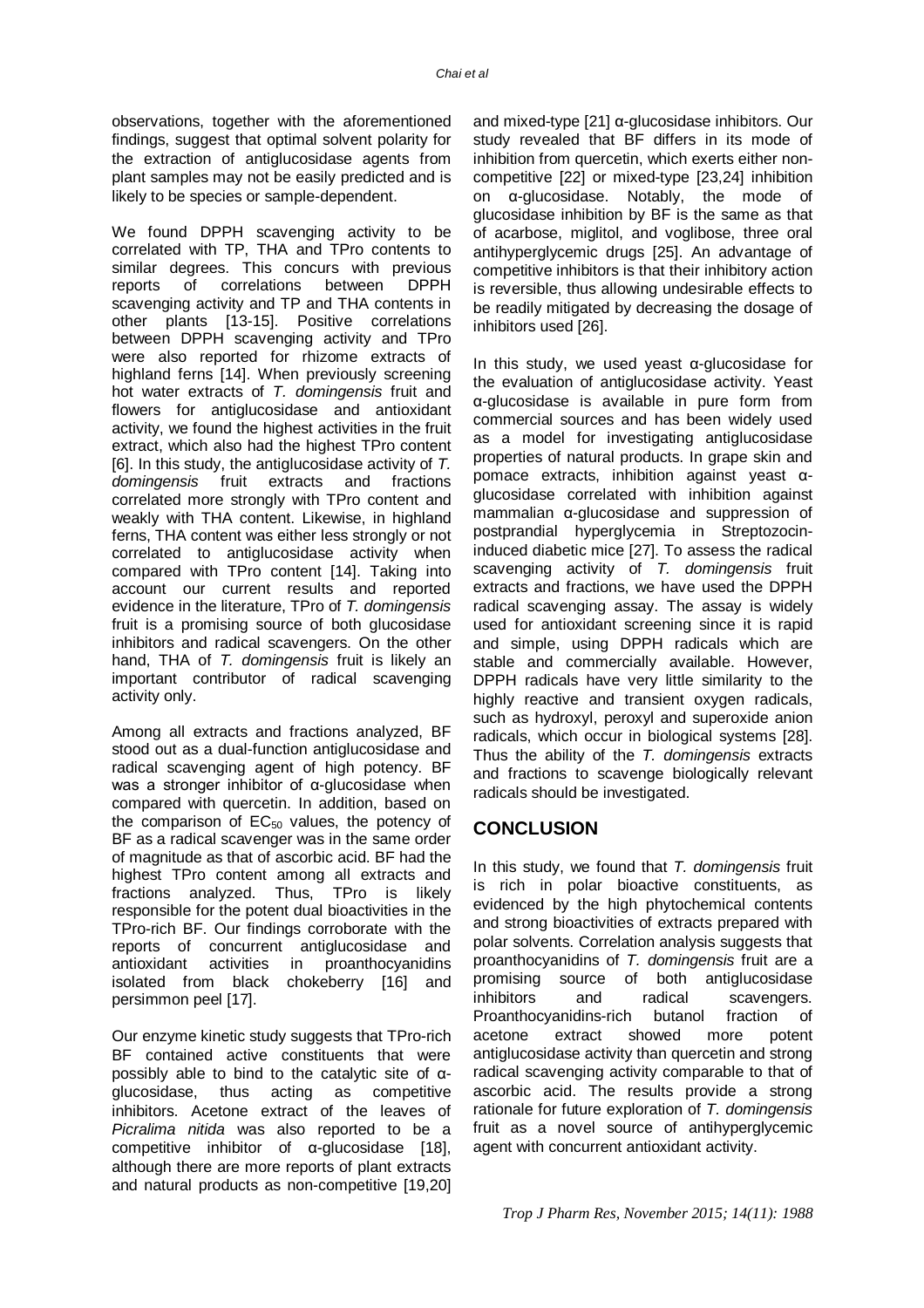observations, together with the aforementioned findings, suggest that optimal solvent polarity for the extraction of antiglucosidase agents from plant samples may not be easily predicted and is likely to be species or sample-dependent.

We found DPPH scavenging activity to be correlated with TP, THA and TPro contents to similar degrees. This concurs with previous reports of correlations between DPPH scavenging activity and TP and THA contents in other plants [13-15]. Positive correlations between DPPH scavenging activity and TPro were also reported for rhizome extracts of highland ferns [14]. When previously screening hot water extracts of *T. domingensis* fruit and flowers for antiglucosidase and antioxidant activity, we found the highest activities in the fruit extract, which also had the highest TPro content [6]. In this study, the antiglucosidase activity of *T. domingensis* fruit extracts and fractions correlated more strongly with TPro content and weakly with THA content. Likewise, in highland ferns, THA content was either less strongly or not correlated to antiglucosidase activity when compared with TPro content [14]. Taking into account our current results and reported evidence in the literature, TPro of *T. domingensis* fruit is a promising source of both glucosidase inhibitors and radical scavengers. On the other hand, THA of *T. domingensis* fruit is likely an important contributor of radical scavenging activity only.

Among all extracts and fractions analyzed, BF stood out as a dual-function antiglucosidase and radical scavenging agent of high potency. BF was a stronger inhibitor of α-glucosidase when compared with quercetin. In addition, based on the comparison of $EC_{50}$ values, the potency of BF as a radical scavenger was in the same order of magnitude as that of ascorbic acid. BF had the highest TPro content among all extracts and fractions analyzed. Thus, TPro is likely responsible for the potent dual bioactivities in the TPro-rich BF. Our findings corroborate with the reports of concurrent antiglucosidase and antioxidant activities in proanthocyanidins isolated from black chokeberry [16] and persimmon peel [17].

Our enzyme kinetic study suggests that TPro-rich BF contained active constituents that were possibly able to bind to the catalytic site of α-glucosidase, thus acting as competitive inhibitors. Acetone extract of the leaves of *Picralima nitida* was also reported to be a competitive inhibitor of α-glucosidase [18], although there are more reports of plant extracts and natural products as non-competitive [19,20] and mixed-type [21] α-glucosidase inhibitors. Our study revealed that BF differs in its mode of inhibition from quercetin, which exerts either non-competitive [22] or mixed-type [23,24] inhibition on α-glucosidase. Notably, the mode of glucosidase inhibition by BF is the same as that of acarbose, miglitol, and voglibose, three oral antihyperglycemic drugs [25]. An advantage of competitive inhibitors is that their inhibitory action is reversible, thus allowing undesirable effects to be readily mitigated by decreasing the dosage of inhibitors used [26].

In this study, we used yeast α-glucosidase for the evaluation of antiglucosidase activity. Yeast α-glucosidase is available in pure form from commercial sources and has been widely used as a model for investigating antiglucosidase properties of natural products. In grape skin and pomace extracts, inhibition against yeast α-glucosidase correlated with inhibition against mammalian α-glucosidase and suppression of postprandial hyperglycemia in Streptozocin-induced diabetic mice [27]. To assess the radical scavenging activity of *T. domingensis* fruit extracts and fractions, we have used the DPPH radical scavenging assay. The assay is widely used for antioxidant screening since it is rapid and simple, using DPPH radicals which are stable and commercially available. However, DPPH radicals have very little similarity to the highly reactive and transient oxygen radicals, such as hydroxyl, peroxyl and superoxide anion radicals, which occur in biological systems [28]. Thus the ability of the *T. domingensis* extracts and fractions to scavenge biologically relevant radicals should be investigated.

## CONCLUSION

In this study, we found that *T. domingensis* fruit is rich in polar bioactive constituents, as evidenced by the high phytochemical contents and strong bioactivities of extracts prepared with polar solvents. Correlation analysis suggests that proanthocyanidins of *T. domingensis* fruit are a promising source of both antiglucosidase inhibitors and radical scavengers. Proanthocyanidins-rich butanol fraction of acetone extract showed more potent antiglucosidase activity than quercetin and strong radical scavenging activity comparable to that of ascorbic acid. The results provide a strong rationale for future exploration of *T. domingensis* fruit as a novel source of antihyperglycemic agent with concurrent antioxidant activity.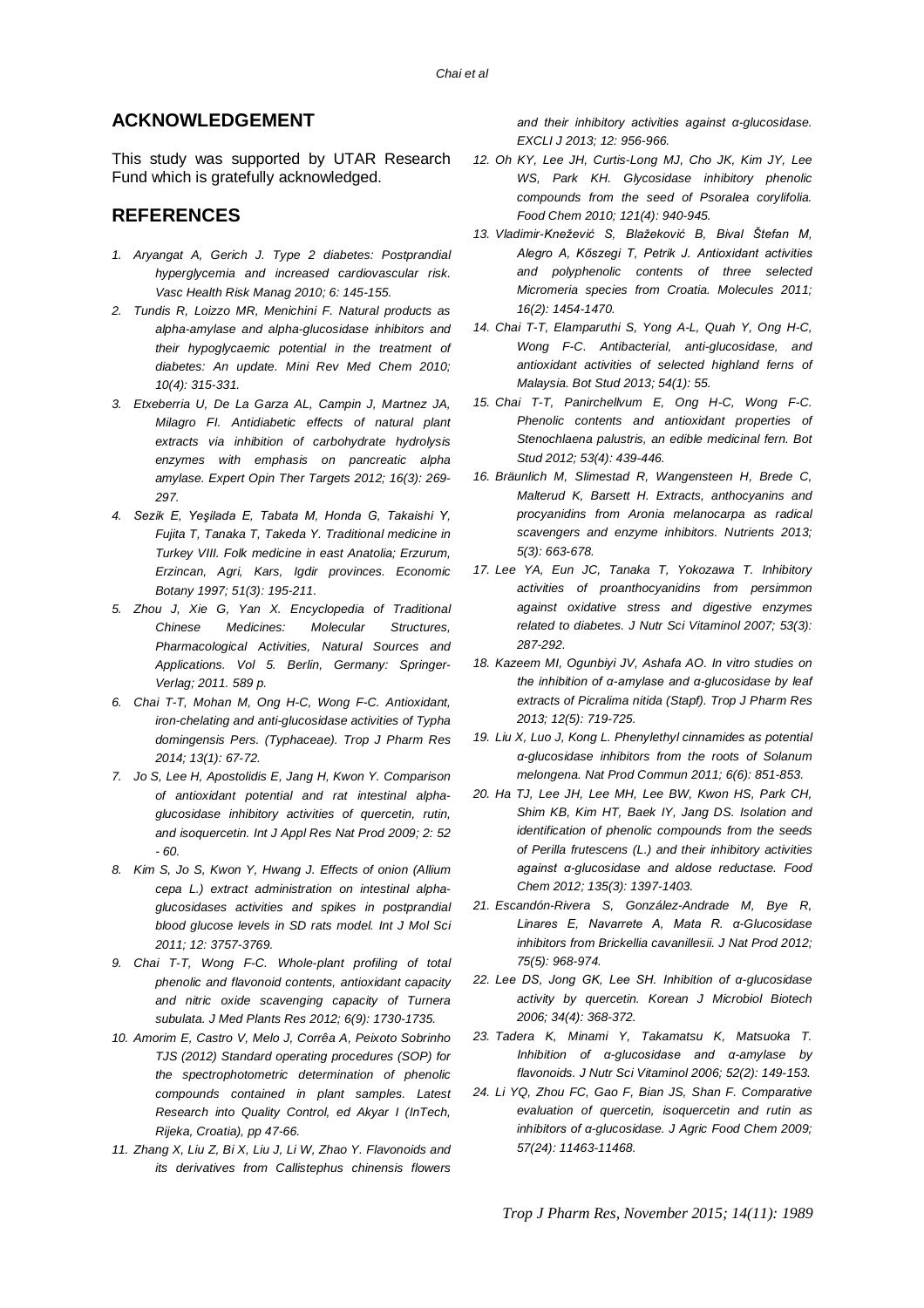## ACKNOWLEDGEMENT

This study was supported by UTAR Research Fund which is gratefully acknowledged.

## REFERENCES

1. *Aryangat A, Gerich J. Type 2 diabetes: Postprandial hyperglycemia and increased cardiovascular risk. Vasc Health Risk Manag 2010; 6: 145-155.*
2. *Tundis R, Loizzo MR, Menichini F. Natural products as alpha-amylase and alpha-glucosidase inhibitors and their hypoglycaemic potential in the treatment of diabetes: An update. Mini Rev Med Chem 2010; 10(4): 315-331.*
3. *Etxeberria U, De La Garza AL, Campin J, Martnez JA, Milagro FI. Antidiabetic effects of natural plant extracts via inhibition of carbohydrate hydrolysis enzymes with emphasis on pancreatic alpha amylase. Expert Opin Ther Targets 2012; 16(3): 269-297.*
4. *Sezik E, Yeşilada E, Tabata M, Honda G, Takaishi Y, Fujita T, Tanaka T, Takeda Y. Traditional medicine in Turkey VIII. Folk medicine in east Anatolia; Erzurum, Erzincan, Agri, Kars, Igdir provinces. Economic Botany 1997; 51(3): 195-211.*
5. *Zhou J, Xie G, Yan X. Encyclopedia of Traditional Chinese Medicines: Molecular Structures, Pharmacological Activities, Natural Sources and Applications. Vol 5. Berlin, Germany: Springer-Verlag; 2011. 589 p.*
6. *Chai T-T, Mohan M, Ong H-C, Wong F-C. Antioxidant, iron-chelating and anti-glucosidase activities of Typha domingensis Pers. (Typhaceae). Trop J Pharm Res 2014; 13(1): 67-72.*
7. *Jo S, Lee H, Apostolidis E, Jang H, Kwon Y. Comparison of antioxidant potential and rat intestinal alpha-glucosidase inhibitory activities of quercetin, rutin, and isoquercetin. Int J Appl Res Nat Prod 2009; 2: 52 - 60.*
8. *Kim S, Jo S, Kwon Y, Hwang J. Effects of onion (Allium cepa L.) extract administration on intestinal alpha-glucosidases activities and spikes in postprandial blood glucose levels in SD rats model. Int J Mol Sci 2011; 12: 3757-3769.*
9. *Chai T-T, Wong F-C. Whole-plant profiling of total phenolic and flavonoid contents, antioxidant capacity and nitric oxide scavenging capacity of Turnera subulata. J Med Plants Res 2012; 6(9): 1730-1735.*
10. *Amorim E, Castro V, Melo J, Corrêa A, Peixoto Sobrinho TJS (2012) Standard operating procedures (SOP) for the spectrophotometric determination of phenolic compounds contained in plant samples. Latest Research into Quality Control, ed Akyar I (InTech, Rijeka, Croatia), pp 47-66.*
11. *Zhang X, Liu Z, Bi X, Liu J, Li W, Zhao Y. Flavonoids and its derivatives from Callistephus chinensis flowers and their inhibitory activities against α-glucosidase. EXCLI J 2013; 12: 956-966.*
12. *Oh KY, Lee JH, Curtis-Long MJ, Cho JK, Kim JY, Lee WS, Park KH. Glycosidase inhibitory phenolic compounds from the seed of Psoralea corylifolia. Food Chem 2010; 121(4): 940-945.*
13. *Vladimir-Knežević S, Blažeković B, Bival Štefan M, Alegro A, Kőszegi T, Petrik J. Antioxidant activities and polyphenolic contents of three selected Micromeria species from Croatia. Molecules 2011; 16(2): 1454-1470.*
14. *Chai T-T, Elamparuthi S, Yong A-L, Quah Y, Ong H-C, Wong F-C. Antibacterial, anti-glucosidase, and antioxidant activities of selected highland ferns of Malaysia. Bot Stud 2013; 54(1): 55.*
15. *Chai T-T, Panirchellvum E, Ong H-C, Wong F-C. Phenolic contents and antioxidant properties of Stenochlaena palustris, an edible medicinal fern. Bot Stud 2012; 53(4): 439-446.*
16. *Bräunlich M, Slimestad R, Wangensteen H, Brede C, Malterud K, Barsett H. Extracts, anthocyanins and procyanidins from Aronia melanocarpa as radical scavengers and enzyme inhibitors. Nutrients 2013; 5(3): 663-678.*
17. *Lee YA, Eun JC, Tanaka T, Yokozawa T. Inhibitory activities of proanthocyanidins from persimmon against oxidative stress and digestive enzymes related to diabetes. J Nutr Sci Vitaminol 2007; 53(3): 287-292.*
18. *Kazeem MI, Ogunbiyi JV, Ashafa AO. In vitro studies on the inhibition of α-amylase and α-glucosidase by leaf extracts of Picralima nitida (Stapf). Trop J Pharm Res 2013; 12(5): 719-725.*
19. *Liu X, Luo J, Kong L. Phenylethyl cinnamides as potential α-glucosidase inhibitors from the roots of Solanum melongena. Nat Prod Commun 2011; 6(6): 851-853.*
20. *Ha TJ, Lee JH, Lee MH, Lee BW, Kwon HS, Park CH, Shim KB, Kim HT, Baek IY, Jang DS. Isolation and identification of phenolic compounds from the seeds of Perilla frutescens (L.) and their inhibitory activities against α-glucosidase and aldose reductase. Food Chem 2012; 135(3): 1397-1403.*
21. *Escandón-Rivera S, González-Andrade M, Bye R, Linares E, Navarrete A, Mata R. α-Glucosidase inhibitors from Brickellia cavanillesii. J Nat Prod 2012; 75(5): 968-974.*
22. *Lee DS, Jong GK, Lee SH. Inhibition of α-glucosidase activity by quercetin. Korean J Microbiol Biotech 2006; 34(4): 368-372.*
23. *Tadera K, Minami Y, Takamatsu K, Matsuoka T. Inhibition of α-glucosidase and α-amylase by flavonoids. J Nutr Sci Vitaminol 2006; 52(2): 149-153.*
24. *Li YQ, Zhou FC, Gao F, Bian JS, Shan F. Comparative evaluation of quercetin, isoquercetin and rutin as inhibitors of α-glucosidase. J Agric Food Chem 2009; 57(24): 11463-11468.*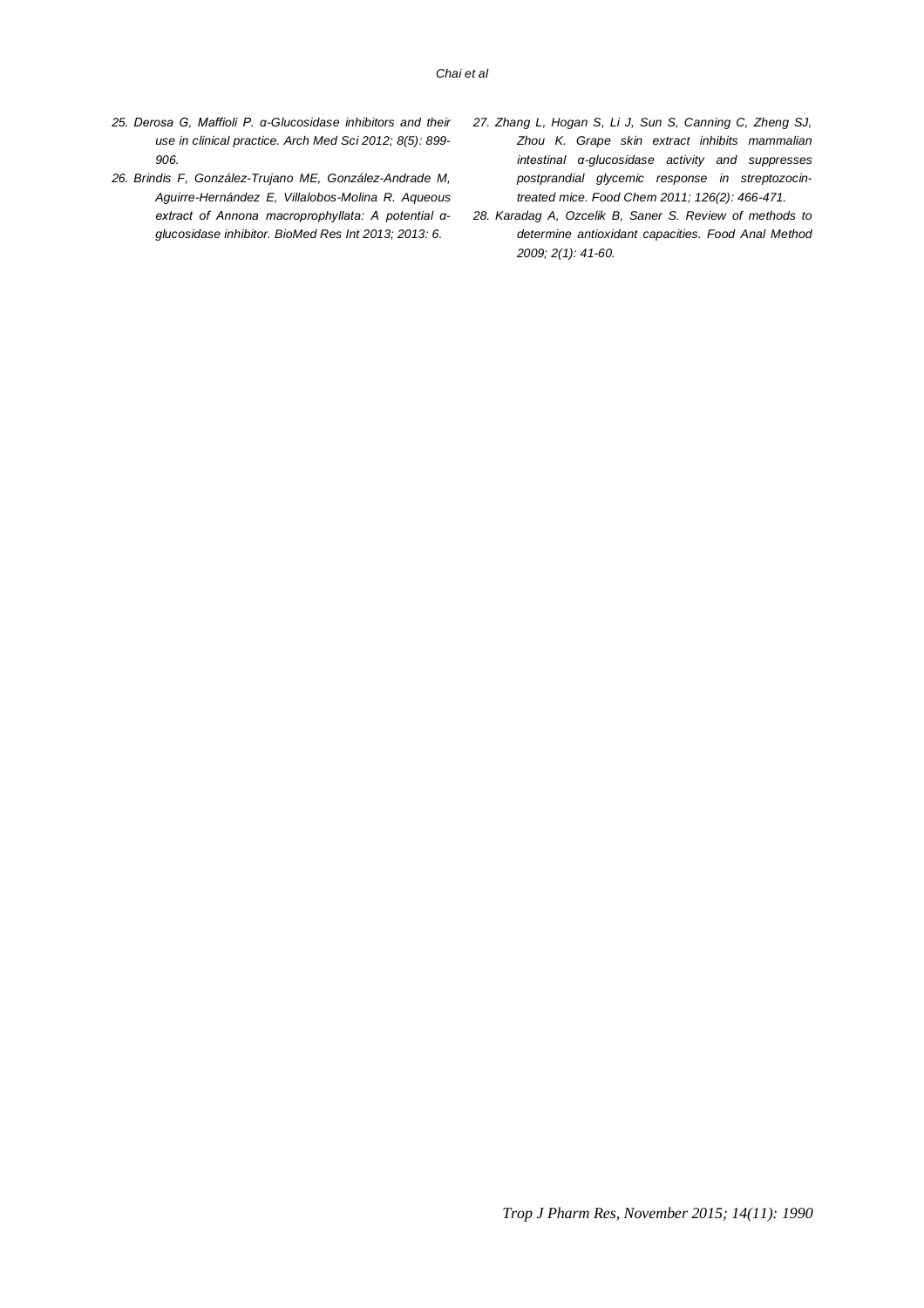25. *Derosa G, Maffioli P. α-Glucosidase inhibitors and their use in clinical practice. Arch Med Sci 2012; 8(5): 899-906.*
26. *Brindis F, González-Trujano ME, González-Andrade M, Aguirre-Hernández E, Villalobos-Molina R. Aqueous extract of Annona macroprophyllata: A potential α-glucosidase inhibitor. BioMed Res Int 2013; 2013: 6.*
27. *Zhang L, Hogan S, Li J, Sun S, Canning C, Zheng SJ, Zhou K. Grape skin extract inhibits mammalian intestinal α-glucosidase activity and suppresses postprandial glycemic response in streptozocin-treated mice. Food Chem 2011; 126(2): 466-471.*
28. *Karadag A, Ozcelik B, Saner S. Review of methods to determine antioxidant capacities. Food Anal Method 2009; 2(1): 41-60.*